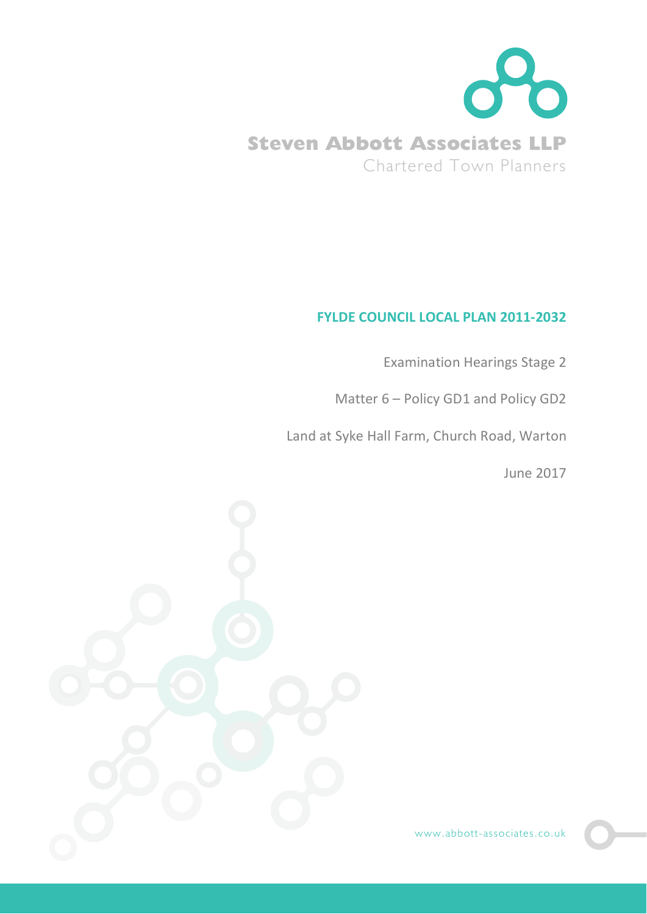**Steven Abbott Associates LLP**

Chartered Town Planners

# FYLDE COUNCIL LOCAL PLAN 2011-2032

Examination Hearings Stage 2

Matter 6 – Policy GD1 and Policy GD2

Land at Syke Hall Farm, Church Road, Warton

June 2017

www.abbott-associates.co.uk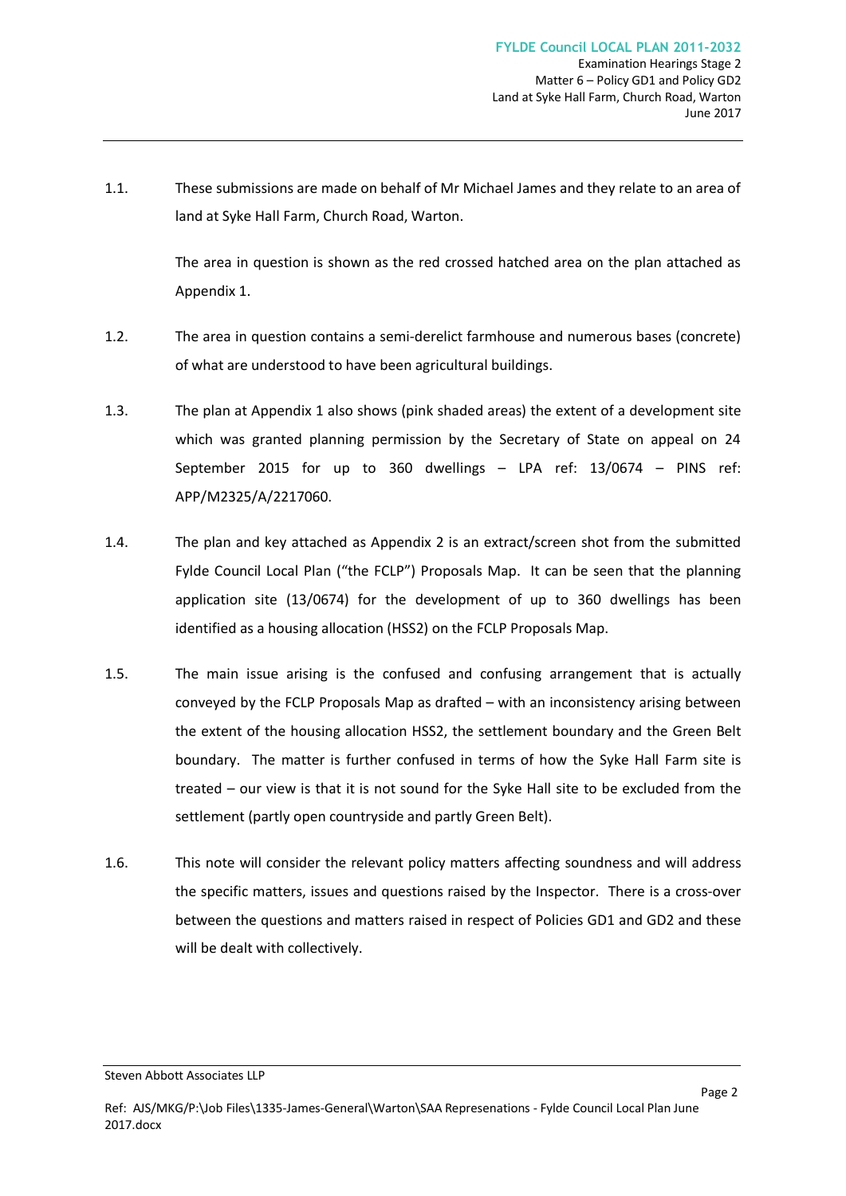1.1. These submissions are made on behalf of Mr Michael James and they relate to an area of land at Syke Hall Farm, Church Road, Warton.

The area in question is shown as the red crossed hatched area on the plan attached as Appendix 1.

1.2. The area in question contains a semi-derelict farmhouse and numerous bases (concrete) of what are understood to have been agricultural buildings.

1.3. The plan at Appendix 1 also shows (pink shaded areas) the extent of a development site which was granted planning permission by the Secretary of State on appeal on 24 September 2015 for up to 360 dwellings – LPA ref: 13/0674 – PINS ref: APP/M2325/A/2217060.

1.4. The plan and key attached as Appendix 2 is an extract/screen shot from the submitted Fylde Council Local Plan ("the FCLP") Proposals Map. It can be seen that the planning application site (13/0674) for the development of up to 360 dwellings has been identified as a housing allocation (HSS2) on the FCLP Proposals Map.

1.5. The main issue arising is the confused and confusing arrangement that is actually conveyed by the FCLP Proposals Map as drafted – with an inconsistency arising between the extent of the housing allocation HSS2, the settlement boundary and the Green Belt boundary. The matter is further confused in terms of how the Syke Hall Farm site is treated – our view is that it is not sound for the Syke Hall site to be excluded from the settlement (partly open countryside and partly Green Belt).

1.6. This note will consider the relevant policy matters affecting soundness and will address the specific matters, issues and questions raised by the Inspector. There is a cross-over between the questions and matters raised in respect of Policies GD1 and GD2 and these will be dealt with collectively.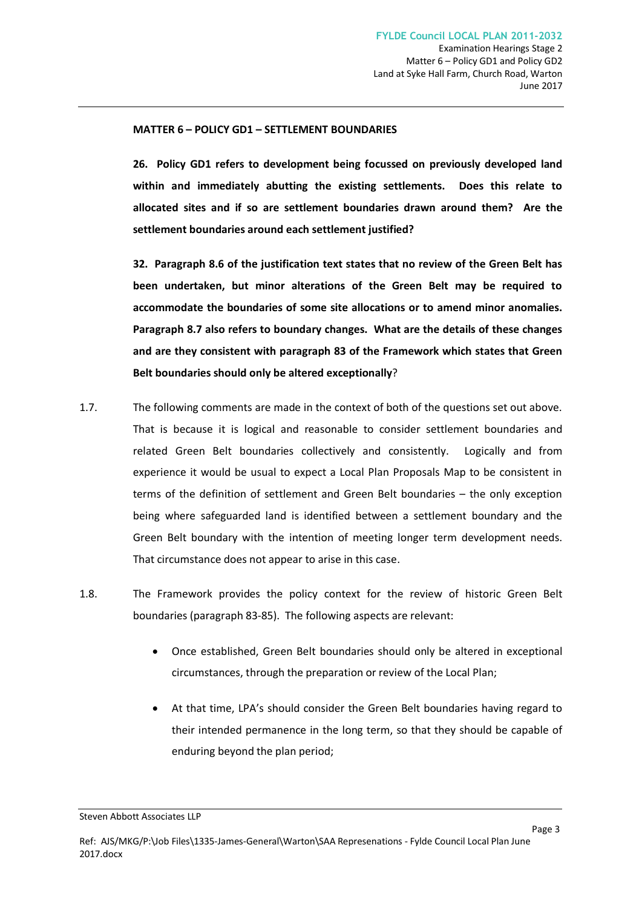**MATTER 6 – POLICY GD1 – SETTLEMENT BOUNDARIES**

**26. Policy GD1 refers to development being focussed on previously developed land within and immediately abutting the existing settlements. Does this relate to allocated sites and if so are settlement boundaries drawn around them? Are the settlement boundaries around each settlement justified?**

**32. Paragraph 8.6 of the justification text states that no review of the Green Belt has been undertaken, but minor alterations of the Green Belt may be required to accommodate the boundaries of some site allocations or to amend minor anomalies. Paragraph 8.7 also refers to boundary changes. What are the details of these changes and are they consistent with paragraph 83 of the Framework which states that Green Belt boundaries should only be altered exceptionally**?

1.7. The following comments are made in the context of both of the questions set out above. That is because it is logical and reasonable to consider settlement boundaries and related Green Belt boundaries collectively and consistently. Logically and from experience it would be usual to expect a Local Plan Proposals Map to be consistent in terms of the definition of settlement and Green Belt boundaries – the only exception being where safeguarded land is identified between a settlement boundary and the Green Belt boundary with the intention of meeting longer term development needs. That circumstance does not appear to arise in this case.

1.8. The Framework provides the policy context for the review of historic Green Belt boundaries (paragraph 83-85). The following aspects are relevant:

- Once established, Green Belt boundaries should only be altered in exceptional circumstances, through the preparation or review of the Local Plan;
- At that time, LPA's should consider the Green Belt boundaries having regard to their intended permanence in the long term, so that they should be capable of enduring beyond the plan period;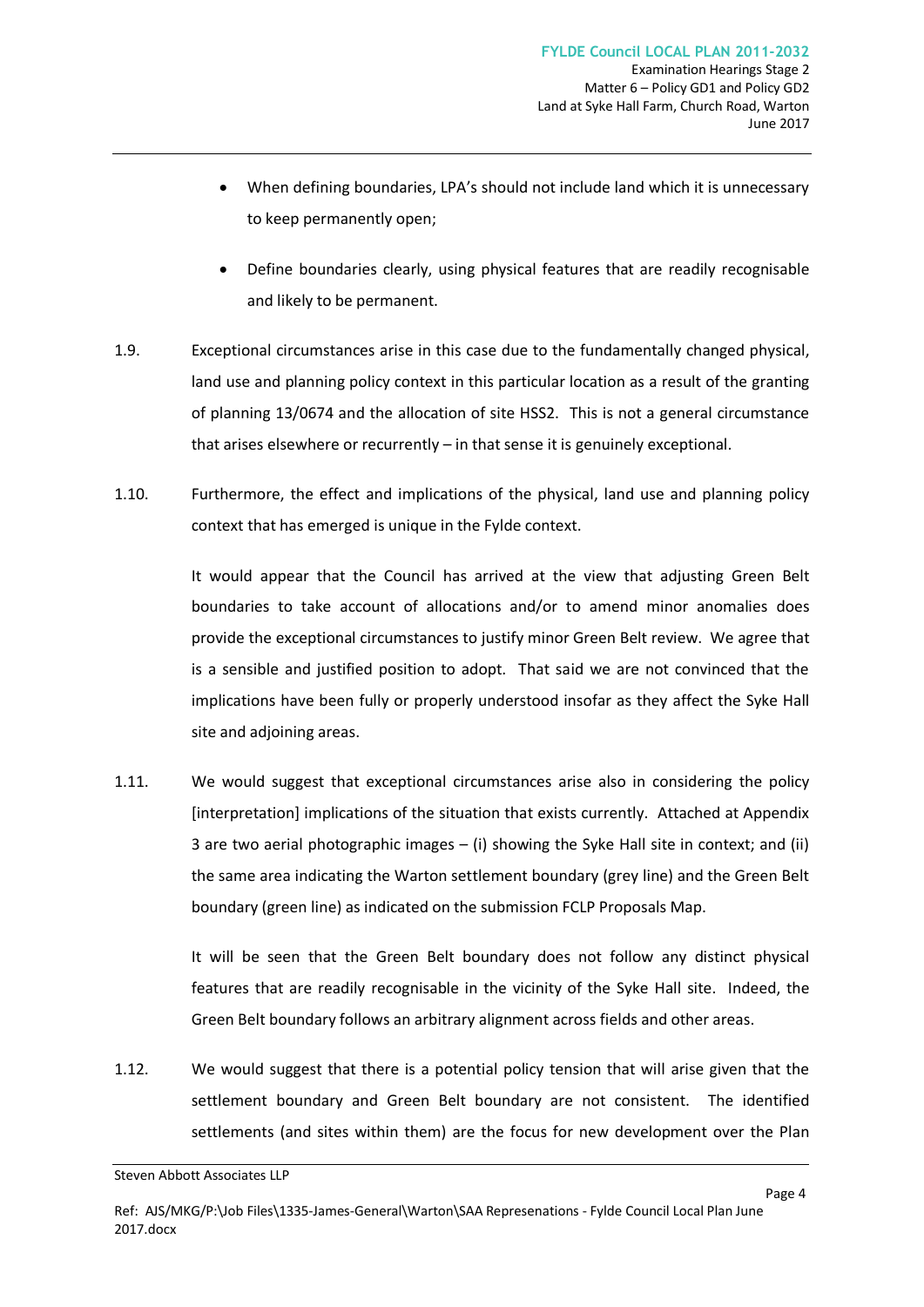- When defining boundaries, LPA's should not include land which it is unnecessary to keep permanently open;

- Define boundaries clearly, using physical features that are readily recognisable and likely to be permanent.

1.9. Exceptional circumstances arise in this case due to the fundamentally changed physical, land use and planning policy context in this particular location as a result of the granting of planning 13/0674 and the allocation of site HSS2. This is not a general circumstance that arises elsewhere or recurrently – in that sense it is genuinely exceptional.

1.10. Furthermore, the effect and implications of the physical, land use and planning policy context that has emerged is unique in the Fylde context.

It would appear that the Council has arrived at the view that adjusting Green Belt boundaries to take account of allocations and/or to amend minor anomalies does provide the exceptional circumstances to justify minor Green Belt review. We agree that is a sensible and justified position to adopt. That said we are not convinced that the implications have been fully or properly understood insofar as they affect the Syke Hall site and adjoining areas.

1.11. We would suggest that exceptional circumstances arise also in considering the policy [interpretation] implications of the situation that exists currently. Attached at Appendix 3 are two aerial photographic images – (i) showing the Syke Hall site in context; and (ii) the same area indicating the Warton settlement boundary (grey line) and the Green Belt boundary (green line) as indicated on the submission FCLP Proposals Map.

It will be seen that the Green Belt boundary does not follow any distinct physical features that are readily recognisable in the vicinity of the Syke Hall site. Indeed, the Green Belt boundary follows an arbitrary alignment across fields and other areas.

1.12. We would suggest that there is a potential policy tension that will arise given that the settlement boundary and Green Belt boundary are not consistent. The identified settlements (and sites within them) are the focus for new development over the Plan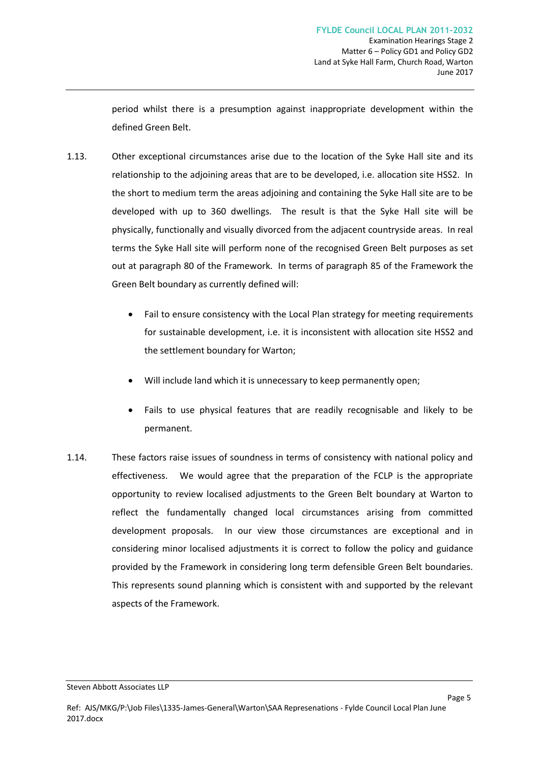period whilst there is a presumption against inappropriate development within the defined Green Belt.

1.13. Other exceptional circumstances arise due to the location of the Syke Hall site and its relationship to the adjoining areas that are to be developed, i.e. allocation site HSS2. In the short to medium term the areas adjoining and containing the Syke Hall site are to be developed with up to 360 dwellings. The result is that the Syke Hall site will be physically, functionally and visually divorced from the adjacent countryside areas. In real terms the Syke Hall site will perform none of the recognised Green Belt purposes as set out at paragraph 80 of the Framework. In terms of paragraph 85 of the Framework the Green Belt boundary as currently defined will:

- Fail to ensure consistency with the Local Plan strategy for meeting requirements for sustainable development, i.e. it is inconsistent with allocation site HSS2 and the settlement boundary for Warton;
- Will include land which it is unnecessary to keep permanently open;
- Fails to use physical features that are readily recognisable and likely to be permanent.

1.14. These factors raise issues of soundness in terms of consistency with national policy and effectiveness. We would agree that the preparation of the FCLP is the appropriate opportunity to review localised adjustments to the Green Belt boundary at Warton to reflect the fundamentally changed local circumstances arising from committed development proposals. In our view those circumstances are exceptional and in considering minor localised adjustments it is correct to follow the policy and guidance provided by the Framework in considering long term defensible Green Belt boundaries. This represents sound planning which is consistent with and supported by the relevant aspects of the Framework.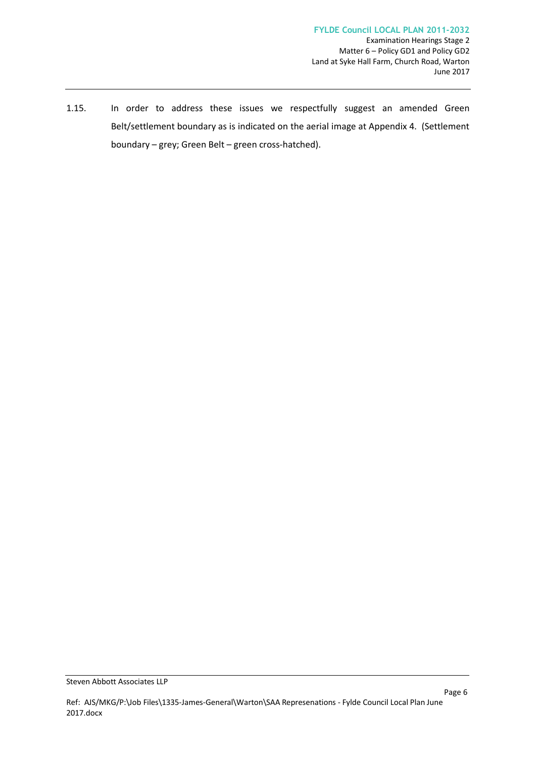1.15. In order to address these issues we respectfully suggest an amended Green Belt/settlement boundary as is indicated on the aerial image at Appendix 4. (Settlement boundary – grey; Green Belt – green cross-hatched).